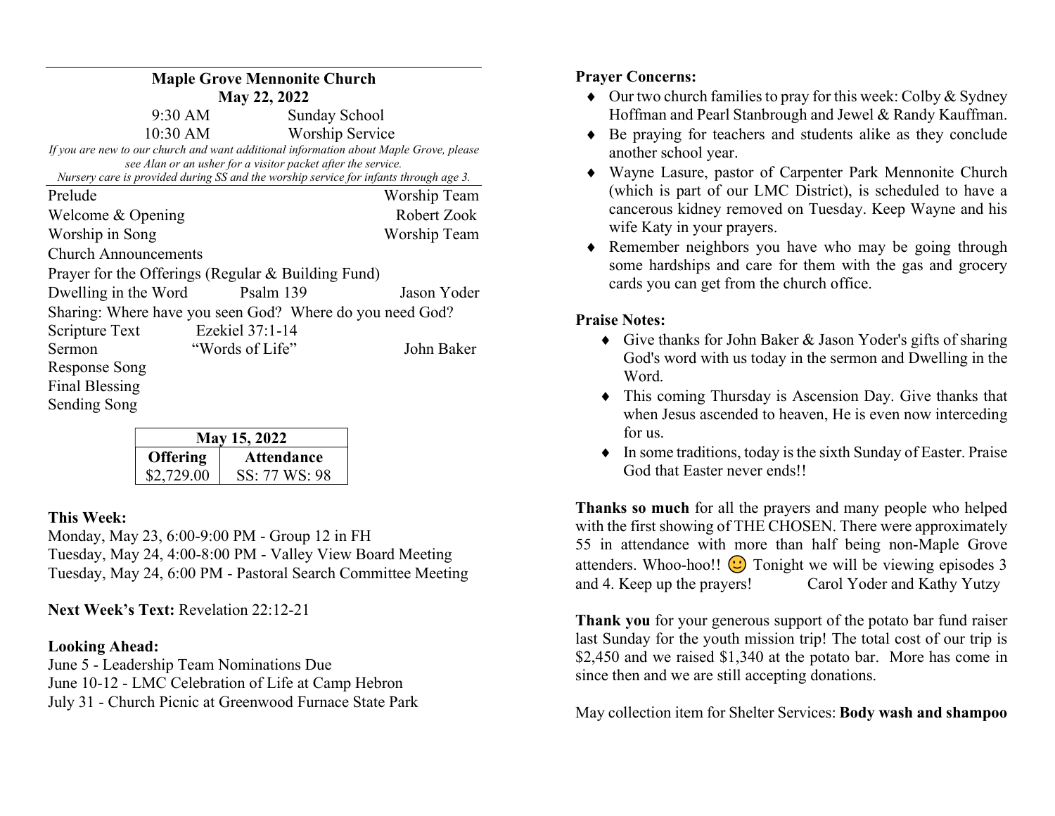# Maple Grove Mennonite Church

**May 22, 2022**

9:30 AM Sunday School
10:30 AM Worship Service

*If you are new to our church and want additional information about Maple Grove, please see Alan or an usher for a visitor packet after the service.*
*Nursery care is provided during SS and the worship service for infants through age 3.*

| | | |
|---|---|---|
| Prelude | | Worship Team |
| Welcome & Opening | | Robert Zook |
| Worship in Song | | Worship Team |
| Church Announcements | | |
| Prayer for the Offerings (Regular & Building Fund) | | |
| Dwelling in the Word | Psalm 139 | Jason Yoder |
| Sharing: Where have you seen God? Where do you need God? | | |
| Scripture Text | Ezekiel 37:1-14 | |
| Sermon | "Words of Life" | John Baker |
| Response Song | | |
| Final Blessing | | |
| Sending Song | | |

| May 15, 2022 | |
|---|---|
| **Offering** | **Attendance** |
| $2,729.00 | SS: 77 WS: 98 |

**This Week:**

Monday, May 23, 6:00-9:00 PM - Group 12 in FH
Tuesday, May 24, 4:00-8:00 PM - Valley View Board Meeting
Tuesday, May 24, 6:00 PM - Pastoral Search Committee Meeting

**Next Week's Text:** Revelation 22:12-21

**Looking Ahead:**

June 5 - Leadership Team Nominations Due
June 10-12 - LMC Celebration of Life at Camp Hebron
July 31 - Church Picnic at Greenwood Furnace State Park

**Prayer Concerns:**

- Our two church families to pray for this week: Colby & Sydney Hoffman and Pearl Stanbrough and Jewel & Randy Kauffman.
- Be praying for teachers and students alike as they conclude another school year.
- Wayne Lasure, pastor of Carpenter Park Mennonite Church (which is part of our LMC District), is scheduled to have a cancerous kidney removed on Tuesday. Keep Wayne and his wife Katy in your prayers.
- Remember neighbors you have who may be going through some hardships and care for them with the gas and grocery cards you can get from the church office.

**Praise Notes:**

- Give thanks for John Baker & Jason Yoder's gifts of sharing God's word with us today in the sermon and Dwelling in the Word.
- This coming Thursday is Ascension Day. Give thanks that when Jesus ascended to heaven, He is even now interceding for us.
- In some traditions, today is the sixth Sunday of Easter. Praise God that Easter never ends!!

**Thanks so much** for all the prayers and many people who helped with the first showing of THE CHOSEN. There were approximately 55 in attendance with more than half being non-Maple Grove attenders. Whoo-hoo!! 🙂 Tonight we will be viewing episodes 3 and 4. Keep up the prayers! Carol Yoder and Kathy Yutzy

**Thank you** for your generous support of the potato bar fund raiser last Sunday for the youth mission trip! The total cost of our trip is $2,450 and we raised $1,340 at the potato bar. More has come in since then and we are still accepting donations.

May collection item for Shelter Services: **Body wash and shampoo**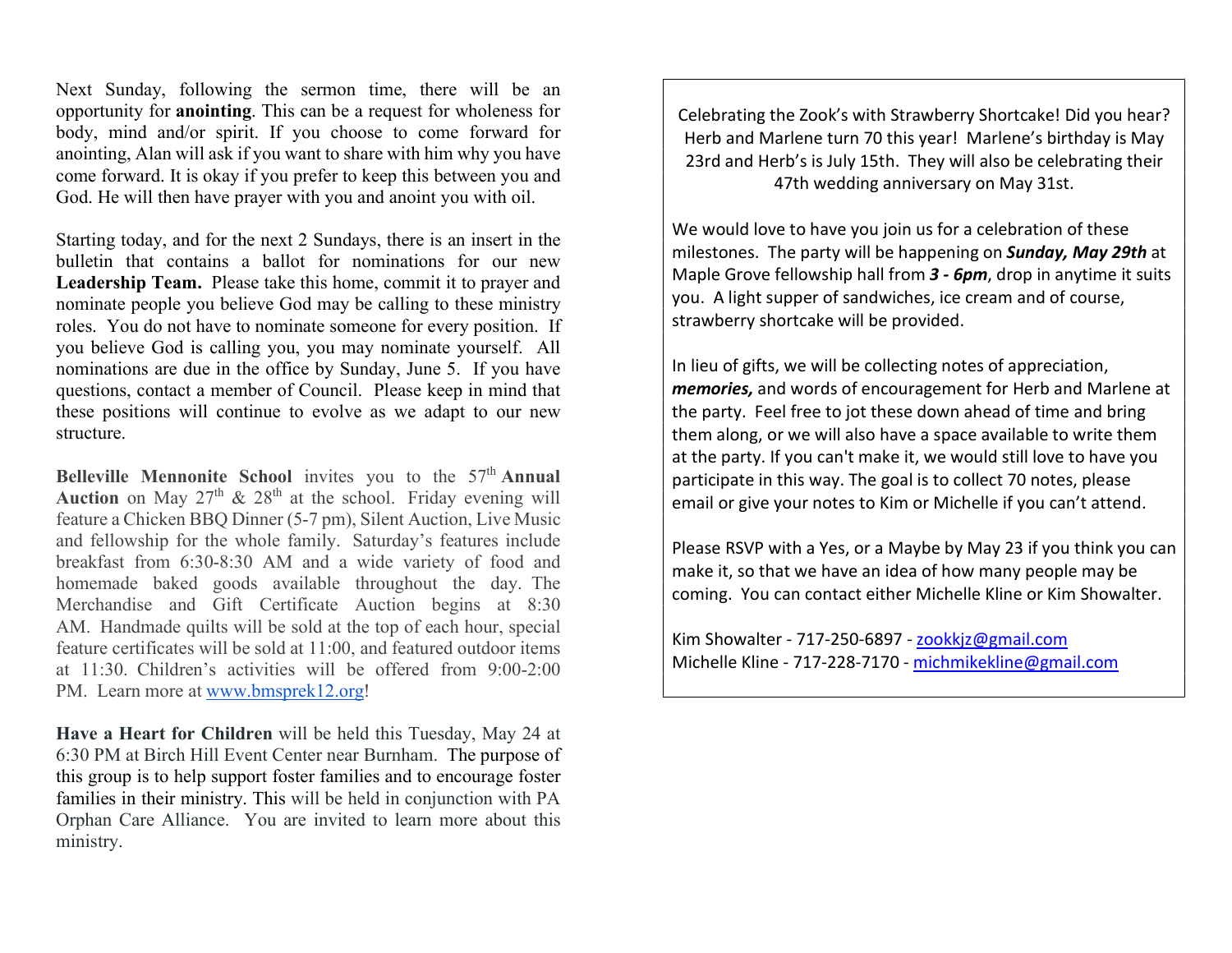Next Sunday, following the sermon time, there will be an opportunity for **anointing**. This can be a request for wholeness for body, mind and/or spirit. If you choose to come forward for anointing, Alan will ask if you want to share with him why you have come forward. It is okay if you prefer to keep this between you and God. He will then have prayer with you and anoint you with oil.

Starting today, and for the next 2 Sundays, there is an insert in the bulletin that contains a ballot for nominations for our new **Leadership Team.** Please take this home, commit it to prayer and nominate people you believe God may be calling to these ministry roles. You do not have to nominate someone for every position. If you believe God is calling you, you may nominate yourself. All nominations are due in the office by Sunday, June 5. If you have questions, contact a member of Council. Please keep in mind that these positions will continue to evolve as we adapt to our new structure.

**Belleville Mennonite School** invites you to the 57th **Annual Auction** on May 27th & 28th at the school. Friday evening will feature a Chicken BBQ Dinner (5-7 pm), Silent Auction, Live Music and fellowship for the whole family. Saturday's features include breakfast from 6:30-8:30 AM and a wide variety of food and homemade baked goods available throughout the day. The Merchandise and Gift Certificate Auction begins at 8:30 AM. Handmade quilts will be sold at the top of each hour, special feature certificates will be sold at 11:00, and featured outdoor items at 11:30. Children's activities will be offered from 9:00-2:00 PM. Learn more at www.bmsprek12.org!

**Have a Heart for Children** will be held this Tuesday, May 24 at 6:30 PM at Birch Hill Event Center near Burnham. The purpose of this group is to help support foster families and to encourage foster families in their ministry. This will be held in conjunction with PA Orphan Care Alliance. You are invited to learn more about this ministry.

Celebrating the Zook's with Strawberry Shortcake! Did you hear? Herb and Marlene turn 70 this year! Marlene's birthday is May 23rd and Herb's is July 15th. They will also be celebrating their 47th wedding anniversary on May 31st.

We would love to have you join us for a celebration of these milestones. The party will be happening on ***Sunday, May 29th*** at Maple Grove fellowship hall from ***3 - 6pm***, drop in anytime it suits you. A light supper of sandwiches, ice cream and of course, strawberry shortcake will be provided.

In lieu of gifts, we will be collecting notes of appreciation, ***memories,*** and words of encouragement for Herb and Marlene at the party. Feel free to jot these down ahead of time and bring them along, or we will also have a space available to write them at the party. If you can't make it, we would still love to have you participate in this way. The goal is to collect 70 notes, please email or give your notes to Kim or Michelle if you can't attend.

Please RSVP with a Yes, or a Maybe by May 23 if you think you can make it, so that we have an idea of how many people may be coming. You can contact either Michelle Kline or Kim Showalter.

Kim Showalter - 717-250-6897 - zookkjz@gmail.com
Michelle Kline - 717-228-7170 - michmikekline@gmail.com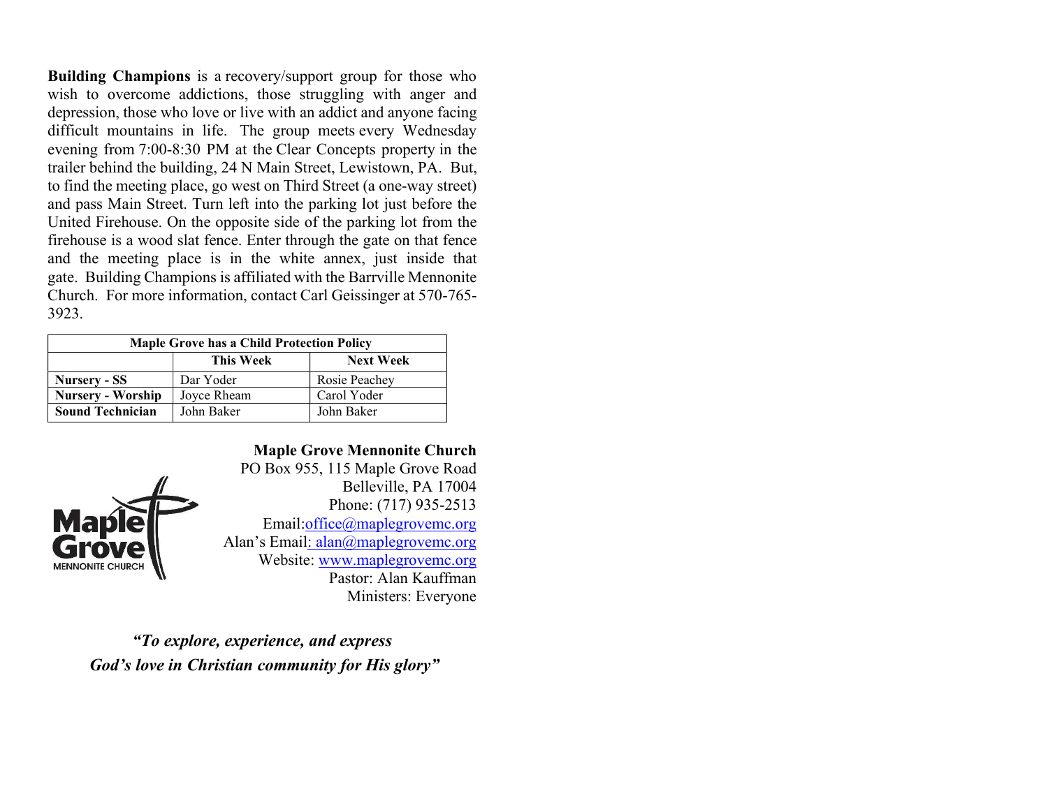**Building Champions** is a recovery/support group for those who wish to overcome addictions, those struggling with anger and depression, those who love or live with an addict and anyone facing difficult mountains in life. The group meets every Wednesday evening from 7:00-8:30 PM at the Clear Concepts property in the trailer behind the building, 24 N Main Street, Lewistown, PA. But, to find the meeting place, go west on Third Street (a one-way street) and pass Main Street. Turn left into the parking lot just before the United Firehouse. On the opposite side of the parking lot from the firehouse is a wood slat fence. Enter through the gate on that fence and the meeting place is in the white annex, just inside that gate. Building Champions is affiliated with the Barrville Mennonite Church. For more information, contact Carl Geissinger at 570-765-3923.

| Maple Grove has a Child Protection Policy | | |
|---|---|---|
| | **This Week** | **Next Week** |
| **Nursery - SS** | Dar Yoder | Rosie Peachey |
| **Nursery - Worship** | Joyce Rheam | Carol Yoder |
| **Sound Technician** | John Baker | John Baker |

**Maple Grove Mennonite Church**
PO Box 955, 115 Maple Grove Road
Belleville, PA 17004
Phone: (717) 935-2513
Email:office@maplegrovemc.org
Alan's Email: alan@maplegrovemc.org
Website: www.maplegrovemc.org
Pastor: Alan Kauffman
Ministers: Everyone

*"To explore, experience, and express*
*God's love in Christian community for His glory"*